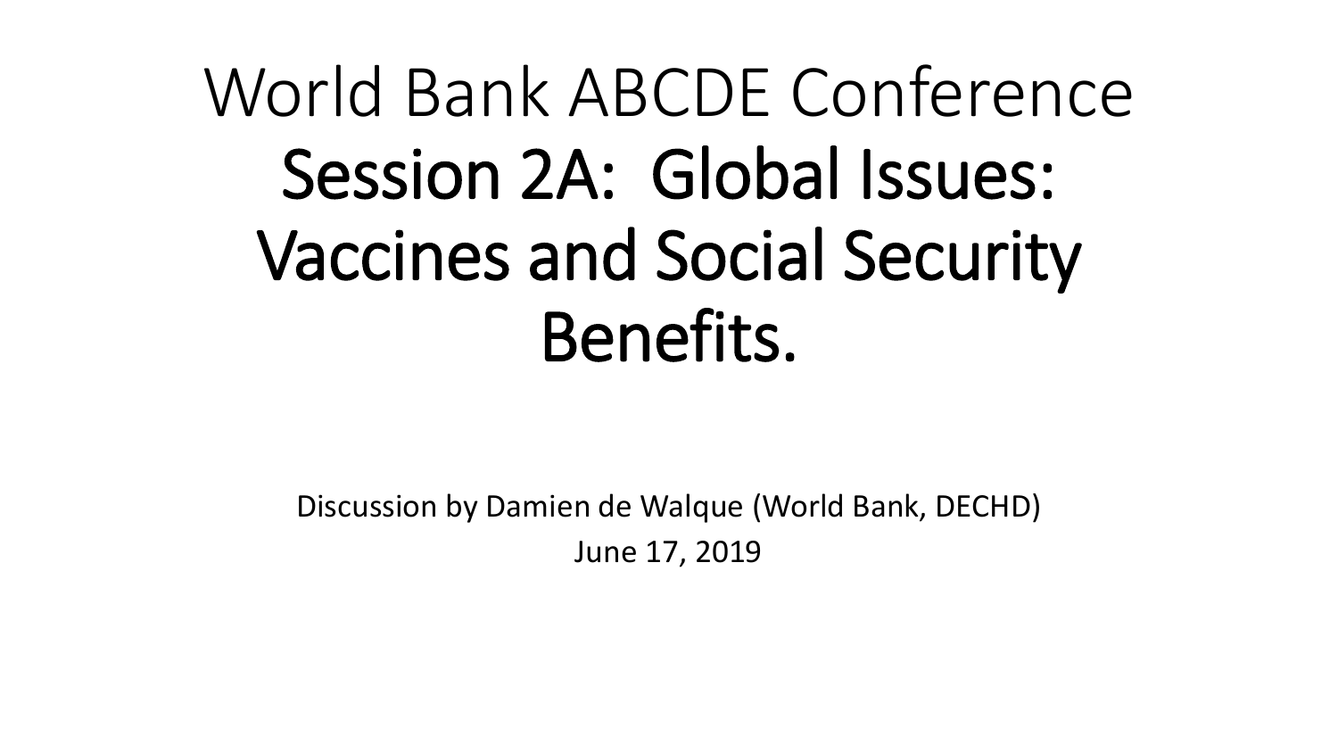# World Bank ABCDE Conference

# Session 2A: Global Issues: Vaccines and Social Security Benefits.

Discussion by Damien de Walque (World Bank, DECHD)

June 17, 2019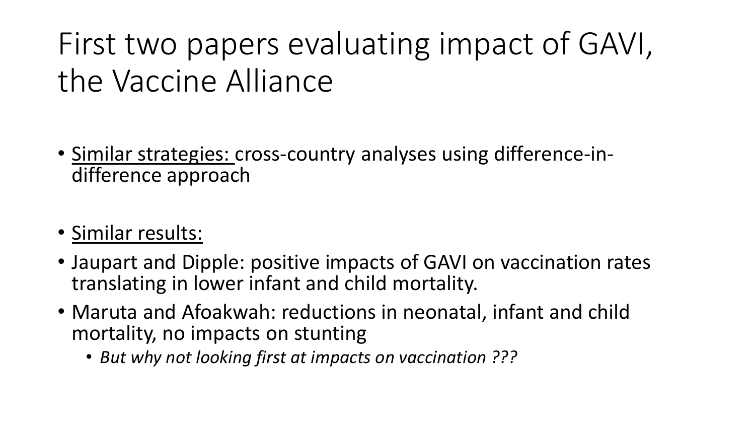# First two papers evaluating impact of GAVI, the Vaccine Alliance

- Similar strategies: cross-country analyses using difference-in-difference approach

- Similar results:
- Jaupart and Dipple: positive impacts of GAVI on vaccination rates translating in lower infant and child mortality.
- Maruta and Afoakwah: reductions in neonatal, infant and child mortality, no impacts on stunting
  - *But why not looking first at impacts on vaccination ???*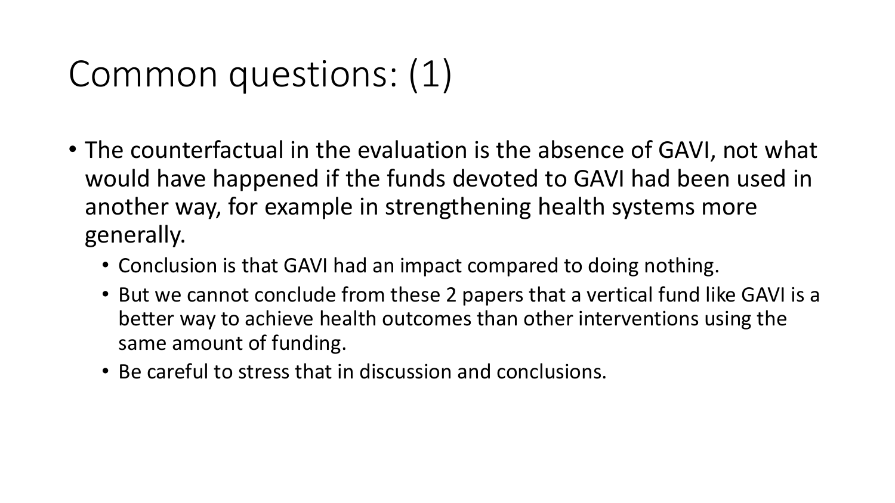# Common questions: (1)

- The counterfactual in the evaluation is the absence of GAVI, not what would have happened if the funds devoted to GAVI had been used in another way, for example in strengthening health systems more generally.
  - Conclusion is that GAVI had an impact compared to doing nothing.
  - But we cannot conclude from these 2 papers that a vertical fund like GAVI is a better way to achieve health outcomes than other interventions using the same amount of funding.
  - Be careful to stress that in discussion and conclusions.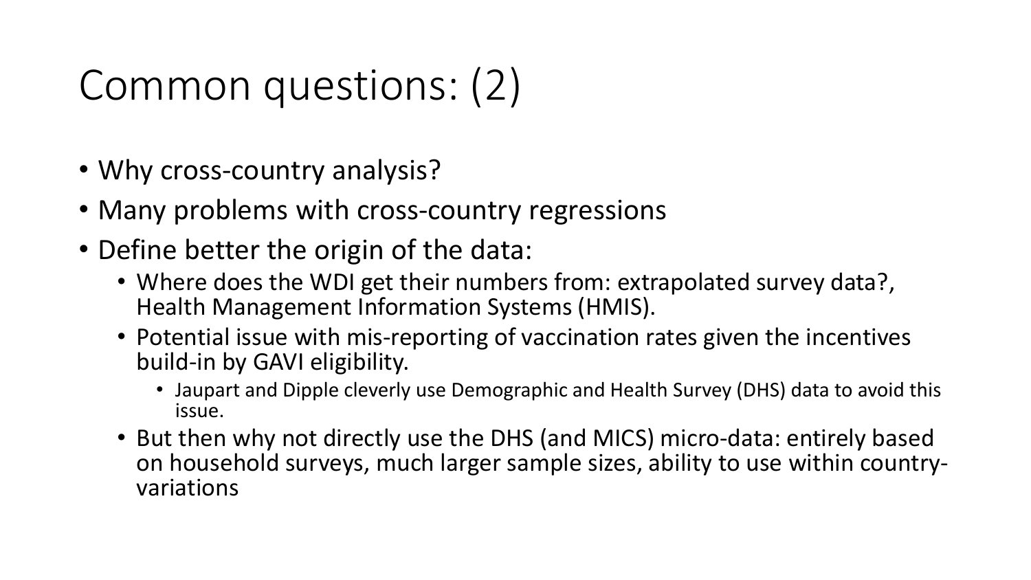# Common questions: (2)

- Why cross-country analysis?
- Many problems with cross-country regressions
- Define better the origin of the data:
  - Where does the WDI get their numbers from: extrapolated survey data?, Health Management Information Systems (HMIS).
  - Potential issue with mis-reporting of vaccination rates given the incentives build-in by GAVI eligibility.
    - Jaupart and Dipple cleverly use Demographic and Health Survey (DHS) data to avoid this issue.
  - But then why not directly use the DHS (and MICS) micro-data: entirely based on household surveys, much larger sample sizes, ability to use within country-variations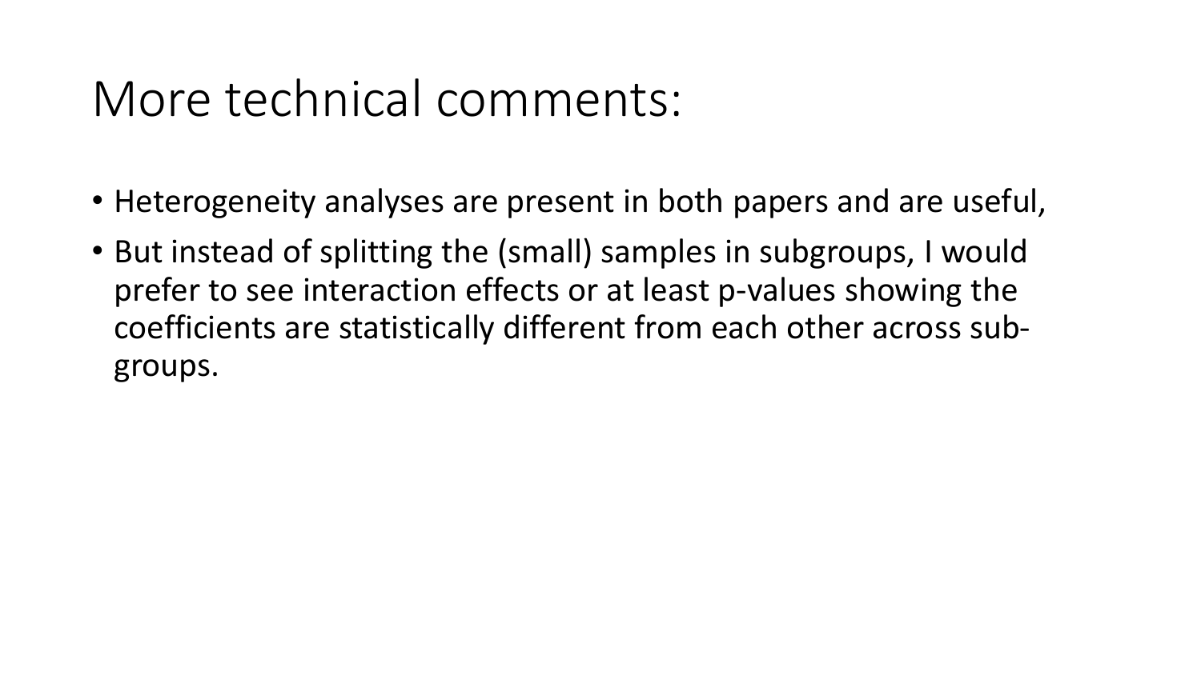# More technical comments:

- Heterogeneity analyses are present in both papers and are useful,
- But instead of splitting the (small) samples in subgroups, I would prefer to see interaction effects or at least p-values showing the coefficients are statistically different from each other across sub-groups.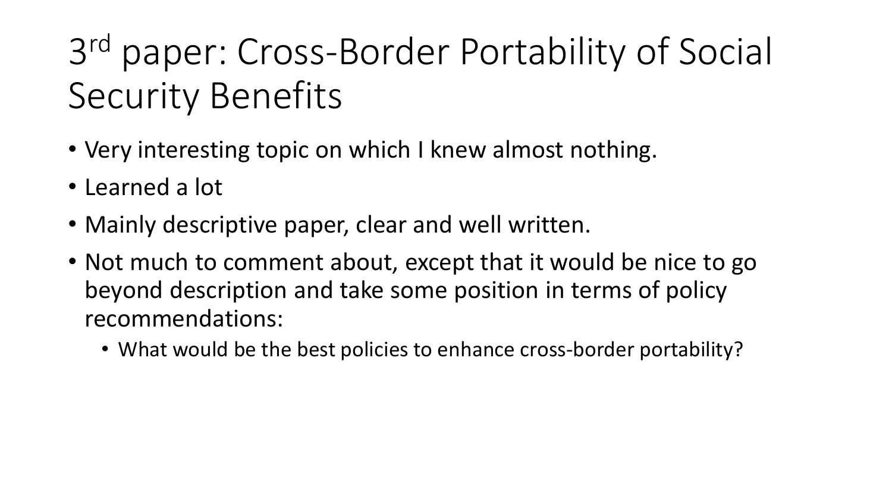# 3rd paper: Cross-Border Portability of Social Security Benefits

- Very interesting topic on which I knew almost nothing.
- Learned a lot
- Mainly descriptive paper, clear and well written.
- Not much to comment about, except that it would be nice to go beyond description and take some position in terms of policy recommendations:
  - What would be the best policies to enhance cross-border portability?